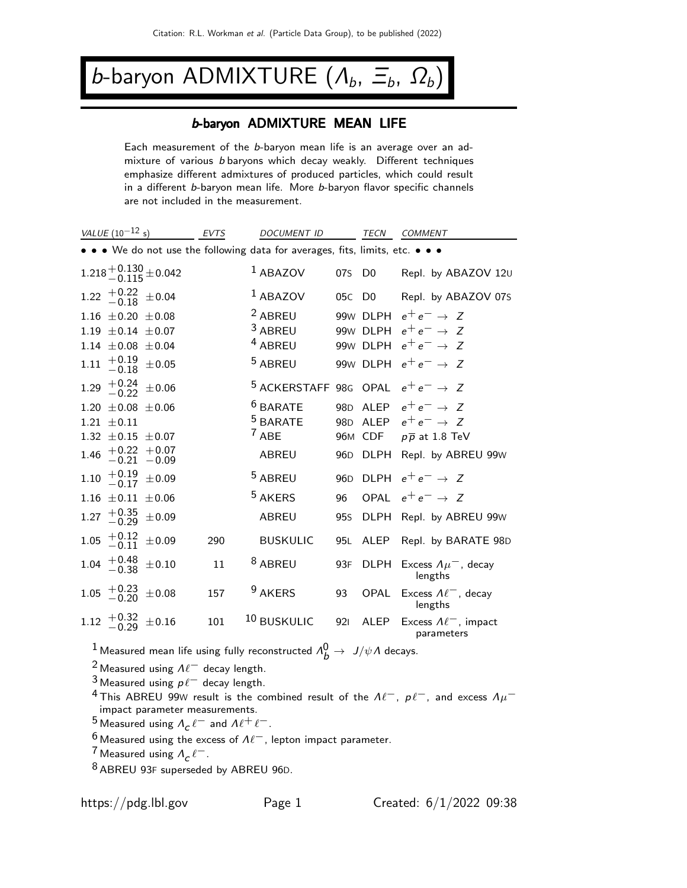# $b$-baryon ADMIXTURE ($\Lambda_b$, $\Xi_b$, $\Omega_b$)

## $b$-baryon ADMIXTURE MEAN LIFE

Each measurement of the $b$-baryon mean life is an average over an admixture of various $b$ baryons which decay weakly. Different techniques emphasize different admixtures of produced particles, which could result in a different $b$-baryon mean life. More $b$-baryon flavor specific channels are not included in the measurement.

| VALUE ($10^{-12}$ s) | EVTS | DOCUMENT ID | | TECN | COMMENT |
|---|---|---|---|---|---|
| • • • We do not use the following data for averages, fits, limits, etc. • • • | | | | | |
| $1.218^{+0.130}_{-0.115}\pm0.042$ | | [1] ABAZOV | 07S | D0 | Repl. by ABAZOV 12U |
| $1.22\ ^{+0.22}_{-0.18}\ \pm0.04$ | | [1] ABAZOV | 05C | D0 | Repl. by ABAZOV 07S |
| $1.16\ \pm0.20\ \pm0.08$ | | [2] ABREU | 99W | DLPH | $e^+e^- \to Z$ |
| $1.19\ \pm0.14\ \pm0.07$ | | [3] ABREU | 99W | DLPH | $e^+e^- \to Z$ |
| $1.14\ \pm0.08\ \pm0.04$ | | [4] ABREU | 99W | DLPH | $e^+e^- \to Z$ |
| $1.11\ ^{+0.19}_{-0.18}\ \pm0.05$ | | [5] ABREU | 99W | DLPH | $e^+e^- \to Z$ |
| $1.29\ ^{+0.24}_{-0.22}\ \pm0.06$ | | [5] ACKERSTAFF | 98G | OPAL | $e^+e^- \to Z$ |
| $1.20\ \pm0.08\ \pm0.06$ | | [6] BARATE | 98D | ALEP | $e^+e^- \to Z$ |
| $1.21\ \pm0.11$ | | [5] BARATE | 98D | ALEP | $e^+e^- \to Z$ |
| $1.32\ \pm0.15\ \pm0.07$ | | [7] ABE | 96M | CDF | $p\overline{p}$ at 1.8 TeV |
| $1.46\ ^{+0.22}_{-0.21}\ ^{+0.07}_{-0.09}$ | | ABREU | 96D | DLPH | Repl. by ABREU 99W |
| $1.10\ ^{+0.19}_{-0.17}\ \pm0.09$ | | [5] ABREU | 96D | DLPH | $e^+e^- \to Z$ |
| $1.16\ \pm0.11\ \pm0.06$ | | [5] AKERS | 96 | OPAL | $e^+e^- \to Z$ |
| $1.27\ ^{+0.35}_{-0.29}\ \pm0.09$ | | ABREU | 95S | DLPH | Repl. by ABREU 99W |
| $1.05\ ^{+0.12}_{-0.11}\ \pm0.09$ | 290 | BUSKULIC | 95L | ALEP | Repl. by BARATE 98D |
| $1.04\ ^{+0.48}_{-0.38}\ \pm0.10$ | 11 | [8] ABREU | 93F | DLPH | Excess $\Lambda\mu^-$, decay lengths |
| $1.05\ ^{+0.23}_{-0.20}\ \pm0.08$ | 157 | [9] AKERS | 93 | OPAL | Excess $\Lambda\ell^-$, decay lengths |
| $1.12\ ^{+0.32}_{-0.29}\ \pm0.16$ | 101 | [10] BUSKULIC | 92I | ALEP | Excess $\Lambda\ell^-$, impact parameters |

[1] Measured mean life using fully reconstructed $\Lambda_b^0 \to J/\psi\Lambda$ decays.

[2] Measured using $\Lambda\ell^-$ decay length.

[3] Measured using $p\ell^-$ decay length.

[4] This ABREU 99W result is the combined result of the $\Lambda\ell^-$, $p\ell^-$, and excess $\Lambda\mu^-$ impact parameter measurements.

[5] Measured using $\Lambda_c\ell^-$ and $\Lambda\ell^+\ell^-$.

[6] Measured using the excess of $\Lambda\ell^-$, lepton impact parameter.

[7] Measured using $\Lambda_c\ell^-$.

[8] ABREU 93F superseded by ABREU 96D.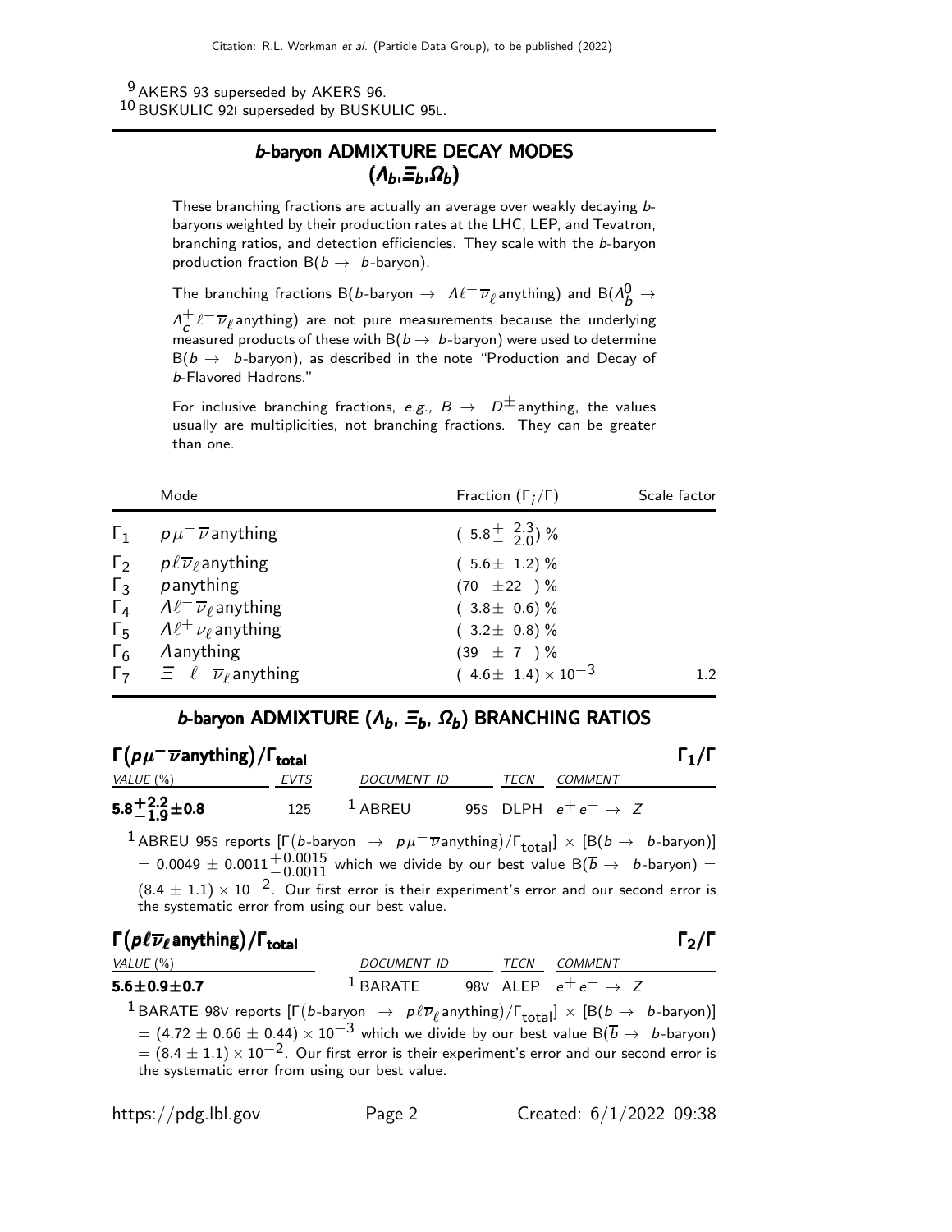[9] AKERS 93 superseded by AKERS 96.
[10] BUSKULIC 92I superseded by BUSKULIC 95L.

## *b*-baryon ADMIXTURE DECAY MODES ($\Lambda_b$, $\Xi_b$, $\Omega_b$)

These branching fractions are actually an average over weakly decaying *b*-baryons weighted by their production rates at the LHC, LEP, and Tevatron, branching ratios, and detection efficiencies. They scale with the *b*-baryon production fraction B($b \rightarrow$ *b*-baryon).

The branching fractions B(*b*-baryon $\rightarrow \Lambda \ell^- \overline{\nu}_\ell$ anything) and B($\Lambda_b^0 \rightarrow \Lambda_c^+ \ell^- \overline{\nu}_\ell$ anything) are not pure measurements because the underlying measured products of these with B($b \rightarrow$ *b*-baryon) were used to determine B($b \rightarrow$ *b*-baryon), as described in the note "Production and Decay of *b*-Flavored Hadrons."

For inclusive branching fractions, *e.g.*, $B \rightarrow D^\pm$ anything, the values usually are multiplicities, not branching fractions. They can be greater than one.

| | Mode | Fraction ($\Gamma_i/\Gamma$) | Scale factor |
|---|---|---|---|
| $\Gamma_1$ | $p \mu^- \overline{\nu}$ anything | $(5.8^{+2.3}_{-2.0})$ % | |
| $\Gamma_2$ | $p \ell \overline{\nu}_\ell$ anything | $(5.6 \pm 1.2)$ % | |
| $\Gamma_3$ | $p$ anything | $(70 \pm 22)$ % | |
| $\Gamma_4$ | $\Lambda \ell^- \overline{\nu}_\ell$ anything | $(3.8 \pm 0.6)$ % | |
| $\Gamma_5$ | $\Lambda \ell^+ \nu_\ell$ anything | $(3.2 \pm 0.8)$ % | |
| $\Gamma_6$ | $\Lambda$ anything | $(39 \pm 7)$ % | |
| $\Gamma_7$ | $\Xi^- \ell^- \overline{\nu}_\ell$ anything | $(4.6 \pm 1.4) \times 10^{-3}$ | 1.2 |

## *b*-baryon ADMIXTURE ($\Lambda_b$, $\Xi_b$, $\Omega_b$) BRANCHING RATIOS

### $\Gamma(p \mu^- \overline{\nu}\text{anything})/\Gamma_{\text{total}}$ $\quad\Gamma_1/\Gamma$

| *VALUE* (%) | *EVTS* | *DOCUMENT ID* | | *TECN* | *COMMENT* |
|---|---|---|---|---|---|
| **$5.8^{+2.2}_{-1.9} \pm 0.8$** | 125 | [1] ABREU | 95S | DLPH | $e^+ e^- \rightarrow Z$ |

[1] ABREU 95S reports [$\Gamma(b\text{-baryon} \rightarrow p \mu^- \overline{\nu}\text{anything})/\Gamma_{\text{total}}$] $\times$ [B($\overline{b} \rightarrow$ *b*-baryon)] $= 0.0049 \pm 0.0011^{+0.0015}_{-0.0011}$ which we divide by our best value B($\overline{b} \rightarrow$ *b*-baryon) $= (8.4 \pm 1.1) \times 10^{-2}$. Our first error is their experiment's error and our second error is the systematic error from using our best value.

### $\Gamma(p \ell \overline{\nu}_\ell \text{anything})/\Gamma_{\text{total}}$ $\quad\Gamma_2/\Gamma$

| *VALUE* (%) | *DOCUMENT ID* | | *TECN* | *COMMENT* |
|---|---|---|---|---|
| **$5.6 \pm 0.9 \pm 0.7$** | [1] BARATE | 98V | ALEP | $e^+ e^- \rightarrow Z$ |

[1] BARATE 98V reports [$\Gamma(b\text{-baryon} \rightarrow p \ell \overline{\nu}_\ell \text{anything})/\Gamma_{\text{total}}$] $\times$ [B($\overline{b} \rightarrow$ *b*-baryon)] $= (4.72 \pm 0.66 \pm 0.44) \times 10^{-3}$ which we divide by our best value B($\overline{b} \rightarrow$ *b*-baryon) $= (8.4 \pm 1.1) \times 10^{-2}$. Our first error is their experiment's error and our second error is the systematic error from using our best value.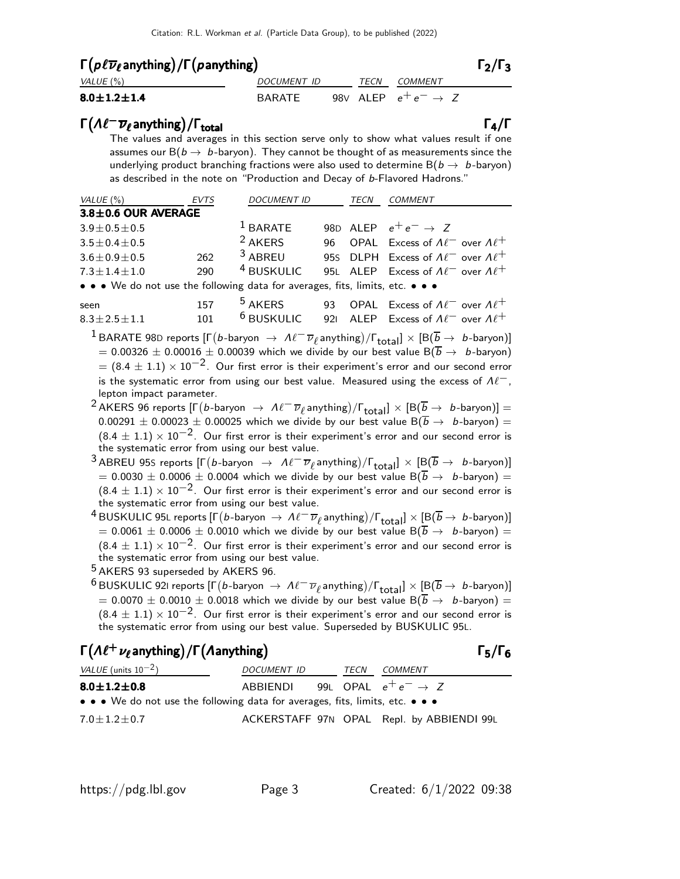### $\Gamma(p \ell \overline{\nu}_\ell \text{anything})/\Gamma(p\text{anything})$ — $\Gamma_2/\Gamma_3$

| VALUE (%) | DOCUMENT ID | | TECN | COMMENT |
|---|---|---|---|---|
| **8.0±1.2±1.4** | BARATE | 98V | ALEP | $e^+ e^- \rightarrow Z$ |

### $\Gamma(\Lambda \ell^- \overline{\nu}_\ell \text{anything})/\Gamma_{\text{total}}$ — $\Gamma_4/\Gamma$

The values and averages in this section serve only to show what values result if one assumes our B($b \rightarrow$ $b$-baryon). They cannot be thought of as measurements since the underlying product branching fractions were also used to determine B($b \rightarrow$ $b$-baryon) as described in the note on "Production and Decay of $b$-Flavored Hadrons."

| VALUE (%) | EVTS | DOCUMENT ID | | TECN | COMMENT |
|---|---|---|---|---|---|
| **3.8±0.6 OUR AVERAGE** | | | | | |
| 3.9±0.5±0.5 | | [1] BARATE | 98D | ALEP | $e^+ e^- \rightarrow Z$ |
| 3.5±0.4±0.5 | | [2] AKERS | 96 | OPAL | Excess of $\Lambda \ell^-$ over $\Lambda \ell^+$ |
| 3.6±0.9±0.5 | 262 | [3] ABREU | 95S | DLPH | Excess of $\Lambda \ell^-$ over $\Lambda \ell^+$ |
| 7.3±1.4±1.0 | 290 | [4] BUSKULIC | 95L | ALEP | Excess of $\Lambda \ell^-$ over $\Lambda \ell^+$ |
| • • • We do not use the following data for averages, fits, limits, etc. • • • | | | | | |
| seen | 157 | [5] AKERS | 93 | OPAL | Excess of $\Lambda \ell^-$ over $\Lambda \ell^+$ |
| 8.3±2.5±1.1 | 101 | [6] BUSKULIC | 92I | ALEP | Excess of $\Lambda \ell^-$ over $\Lambda \ell^+$ |

[1] BARATE 98D reports $[\Gamma(b\text{-baryon} \rightarrow \Lambda \ell^- \overline{\nu}_\ell \text{anything})/\Gamma_{\text{total}}] \times [\text{B}(\overline{b} \rightarrow b\text{-baryon})] = 0.00326 \pm 0.00016 \pm 0.00039$ which we divide by our best value $\text{B}(\overline{b} \rightarrow b\text{-baryon}) = (8.4 \pm 1.1) \times 10^{-2}$. Our first error is their experiment's error and our second error is the systematic error from using our best value. Measured using the excess of $\Lambda \ell^-$, lepton impact parameter.

[2] AKERS 96 reports $[\Gamma(b\text{-baryon} \rightarrow \Lambda \ell^- \overline{\nu}_\ell \text{anything})/\Gamma_{\text{total}}] \times [\text{B}(\overline{b} \rightarrow b\text{-baryon})] = 0.00291 \pm 0.00023 \pm 0.00025$ which we divide by our best value $\text{B}(\overline{b} \rightarrow b\text{-baryon}) = (8.4 \pm 1.1) \times 10^{-2}$. Our first error is their experiment's error and our second error is the systematic error from using our best value.

[3] ABREU 95S reports $[\Gamma(b\text{-baryon} \rightarrow \Lambda \ell^- \overline{\nu}_\ell \text{anything})/\Gamma_{\text{total}}] \times [\text{B}(\overline{b} \rightarrow b\text{-baryon})] = 0.0030 \pm 0.0006 \pm 0.0004$ which we divide by our best value $\text{B}(\overline{b} \rightarrow b\text{-baryon}) = (8.4 \pm 1.1) \times 10^{-2}$. Our first error is their experiment's error and our second error is the systematic error from using our best value.

[4] BUSKULIC 95L reports $[\Gamma(b\text{-baryon} \rightarrow \Lambda \ell^- \overline{\nu}_\ell \text{anything})/\Gamma_{\text{total}}] \times [\text{B}(\overline{b} \rightarrow b\text{-baryon})] = 0.0061 \pm 0.0006 \pm 0.0010$ which we divide by our best value $\text{B}(\overline{b} \rightarrow b\text{-baryon}) = (8.4 \pm 1.1) \times 10^{-2}$. Our first error is their experiment's error and our second error is the systematic error from using our best value.

[5] AKERS 93 superseded by AKERS 96.

[6] BUSKULIC 92I reports $[\Gamma(b\text{-baryon} \rightarrow \Lambda \ell^- \overline{\nu}_\ell \text{anything})/\Gamma_{\text{total}}] \times [\text{B}(\overline{b} \rightarrow b\text{-baryon})] = 0.0070 \pm 0.0010 \pm 0.0018$ which we divide by our best value $\text{B}(\overline{b} \rightarrow b\text{-baryon}) = (8.4 \pm 1.1) \times 10^{-2}$. Our first error is their experiment's error and our second error is the systematic error from using our best value. Superseded by BUSKULIC 95L.

### $\Gamma(\Lambda \ell^+ \nu_\ell \text{anything})/\Gamma(\Lambda\text{anything})$ — $\Gamma_5/\Gamma_6$

| VALUE (units $10^{-2}$) | DOCUMENT ID | | TECN | COMMENT |
|---|---|---|---|---|
| **8.0±1.2±0.8** | ABBIENDI | 99L | OPAL | $e^+ e^- \rightarrow Z$ |
| • • • We do not use the following data for averages, fits, limits, etc. • • • | | | | |
| 7.0±1.2±0.7 | ACKERSTAFF | 97N | OPAL | Repl. by ABBIENDI 99L |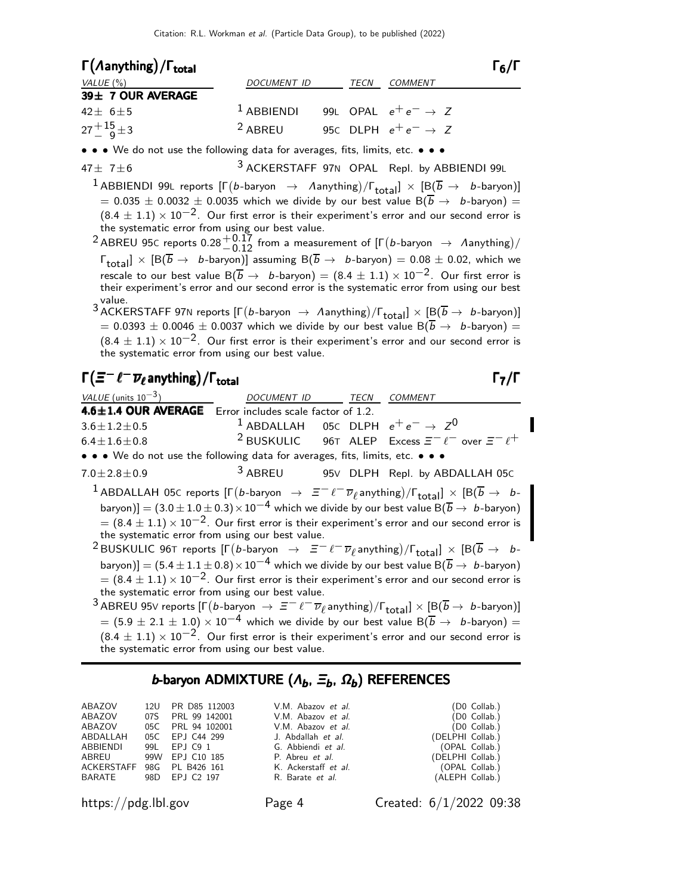## $\Gamma(\Lambda \text{anything})/\Gamma_{\text{total}}$ $\Gamma_6/\Gamma$

| VALUE (%) | DOCUMENT ID | | TECN | COMMENT |
|---|---|---|---|---|
| **39± 7 OUR AVERAGE** | | | | |
| $42 \pm 6 \pm 5$ | [1] ABBIENDI | 99L | OPAL | $e^+ e^- \rightarrow Z$ |
| $27^{+15}_{-9} \pm 3$ | [2] ABREU | 95C | DLPH | $e^+ e^- \rightarrow Z$ |
| • • • We do not use the following data for averages, fits, limits, etc. • • • | | | | |
| $47 \pm 7 \pm 6$ | [3] ACKERSTAFF | 97N | OPAL | Repl. by ABBIENDI 99L |

[1] ABBIENDI 99L reports $[\Gamma(b\text{-baryon} \rightarrow \Lambda\text{anything})/\Gamma_{\text{total}}] \times [B(\overline{b} \rightarrow b\text{-baryon})] = 0.035 \pm 0.0032 \pm 0.0035$ which we divide by our best value $B(\overline{b} \rightarrow b\text{-baryon}) = (8.4 \pm 1.1) \times 10^{-2}$. Our first error is their experiment's error and our second error is the systematic error from using our best value.

[2] ABREU 95C reports $0.28^{+0.17}_{-0.12}$ from a measurement of $[\Gamma(b\text{-baryon} \rightarrow \Lambda\text{anything})/\Gamma_{\text{total}}] \times [B(\overline{b} \rightarrow b\text{-baryon})]$ assuming $B(\overline{b} \rightarrow b\text{-baryon}) = 0.08 \pm 0.02$, which we rescale to our best value $B(\overline{b} \rightarrow b\text{-baryon}) = (8.4 \pm 1.1) \times 10^{-2}$. Our first error is their experiment's error and our second error is the systematic error from using our best value.

[3] ACKERSTAFF 97N reports $[\Gamma(b\text{-baryon} \rightarrow \Lambda\text{anything})/\Gamma_{\text{total}}] \times [B(\overline{b} \rightarrow b\text{-baryon})] = 0.0393 \pm 0.0046 \pm 0.0037$ which we divide by our best value $B(\overline{b} \rightarrow b\text{-baryon}) = (8.4 \pm 1.1) \times 10^{-2}$. Our first error is their experiment's error and our second error is the systematic error from using our best value.

## $\Gamma(\Xi^- \ell^- \overline{\nu}_\ell \text{anything})/\Gamma_{\text{total}}$ $\Gamma_7/\Gamma$

| VALUE (units $10^{-3}$) | DOCUMENT ID | | TECN | COMMENT |
|---|---|---|---|---|
| **4.6±1.4 OUR AVERAGE** | Error includes scale factor of 1.2. | | | |
| $3.6 \pm 1.2 \pm 0.5$ | [1] ABDALLAH | 05C | DLPH | $e^+ e^- \rightarrow Z^0$ |
| $6.4 \pm 1.6 \pm 0.8$ | [2] BUSKULIC | 96T | ALEP | Excess $\Xi^- \ell^-$ over $\Xi^- \ell^+$ |
| • • • We do not use the following data for averages, fits, limits, etc. • • • | | | | |
| $7.0 \pm 2.8 \pm 0.9$ | [3] ABREU | 95V | DLPH | Repl. by ABDALLAH 05C |

[1] ABDALLAH 05C reports $[\Gamma(b\text{-baryon} \rightarrow \Xi^- \ell^- \overline{\nu}_\ell \text{anything})/\Gamma_{\text{total}}] \times [B(\overline{b} \rightarrow b\text{-baryon})] = (3.0 \pm 1.0 \pm 0.3) \times 10^{-4}$ which we divide by our best value $B(\overline{b} \rightarrow b\text{-baryon}) = (8.4 \pm 1.1) \times 10^{-2}$. Our first error is their experiment's error and our second error is the systematic error from using our best value.

[2] BUSKULIC 96T reports $[\Gamma(b\text{-baryon} \rightarrow \Xi^- \ell^- \overline{\nu}_\ell \text{anything})/\Gamma_{\text{total}}] \times [B(\overline{b} \rightarrow b\text{-baryon})] = (5.4 \pm 1.1 \pm 0.8) \times 10^{-4}$ which we divide by our best value $B(\overline{b} \rightarrow b\text{-baryon}) = (8.4 \pm 1.1) \times 10^{-2}$. Our first error is their experiment's error and our second error is the systematic error from using our best value.

[3] ABREU 95V reports $[\Gamma(b\text{-baryon} \rightarrow \Xi^- \ell^- \overline{\nu}_\ell \text{anything})/\Gamma_{\text{total}}] \times [B(\overline{b} \rightarrow b\text{-baryon})] = (5.9 \pm 2.1 \pm 1.0) \times 10^{-4}$ which we divide by our best value $B(\overline{b} \rightarrow b\text{-baryon}) = (8.4 \pm 1.1) \times 10^{-2}$. Our first error is their experiment's error and our second error is the systematic error from using our best value.

## *b*-baryon ADMIXTURE ($\Lambda_b$, $\Xi_b$, $\Omega_b$) REFERENCES

| | | | | |
|---|---|---|---|---|
| ABAZOV | 12U | PR D85 112003 | V.M. Abazov *et al.* | (D0 Collab.) |
| ABAZOV | 07S | PRL 99 142001 | V.M. Abazov *et al.* | (D0 Collab.) |
| ABAZOV | 05C | PRL 94 102001 | V.M. Abazov *et al.* | (D0 Collab.) |
| ABDALLAH | 05C | EPJ C44 299 | J. Abdallah *et al.* | (DELPHI Collab.) |
| ABBIENDI | 99L | EPJ C9 1 | G. Abbiendi *et al.* | (OPAL Collab.) |
| ABREU | 99W | EPJ C10 185 | P. Abreu *et al.* | (DELPHI Collab.) |
| ACKERSTAFF | 98G | PL B426 161 | K. Ackerstaff *et al.* | (OPAL Collab.) |
| BARATE | 98D | EPJ C2 197 | R. Barate *et al.* | (ALEPH Collab.) |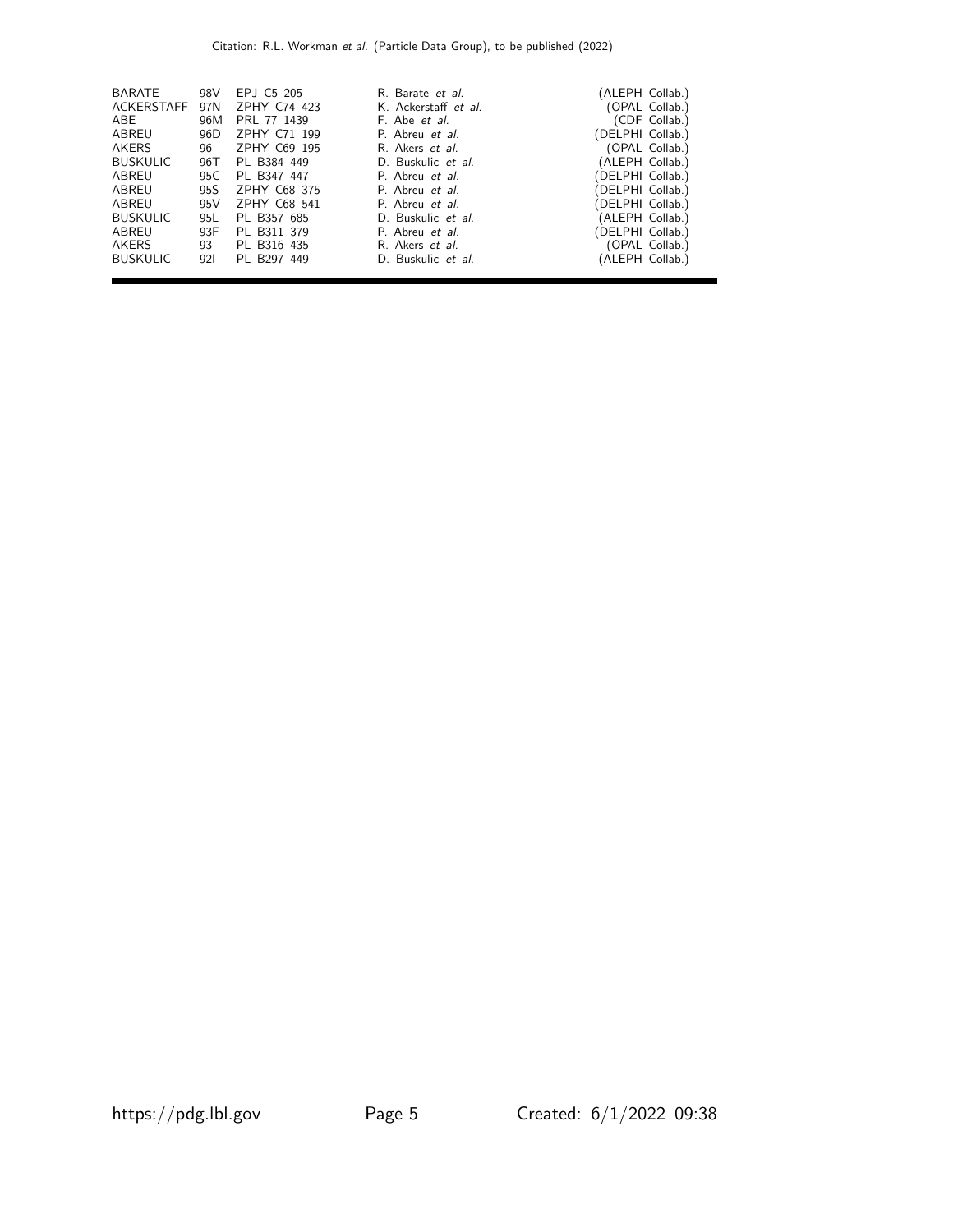| | | | | |
|---|---|---|---|---|
| BARATE | 98V | EPJ C5 205 | R. Barate *et al.* | (ALEPH Collab.) |
| ACKERSTAFF | 97N | ZPHY C74 423 | K. Ackerstaff *et al.* | (OPAL Collab.) |
| ABE | 96M | PRL 77 1439 | F. Abe *et al.* | (CDF Collab.) |
| ABREU | 96D | ZPHY C71 199 | P. Abreu *et al.* | (DELPHI Collab.) |
| AKERS | 96 | ZPHY C69 195 | R. Akers *et al.* | (OPAL Collab.) |
| BUSKULIC | 96T | PL B384 449 | D. Buskulic *et al.* | (ALEPH Collab.) |
| ABREU | 95C | PL B347 447 | P. Abreu *et al.* | (DELPHI Collab.) |
| ABREU | 95S | ZPHY C68 375 | P. Abreu *et al.* | (DELPHI Collab.) |
| ABREU | 95V | ZPHY C68 541 | P. Abreu *et al.* | (DELPHI Collab.) |
| BUSKULIC | 95L | PL B357 685 | D. Buskulic *et al.* | (ALEPH Collab.) |
| ABREU | 93F | PL B311 379 | P. Abreu *et al.* | (DELPHI Collab.) |
| AKERS | 93 | PL B316 435 | R. Akers *et al.* | (OPAL Collab.) |
| BUSKULIC | 92I | PL B297 449 | D. Buskulic *et al.* | (ALEPH Collab.) |